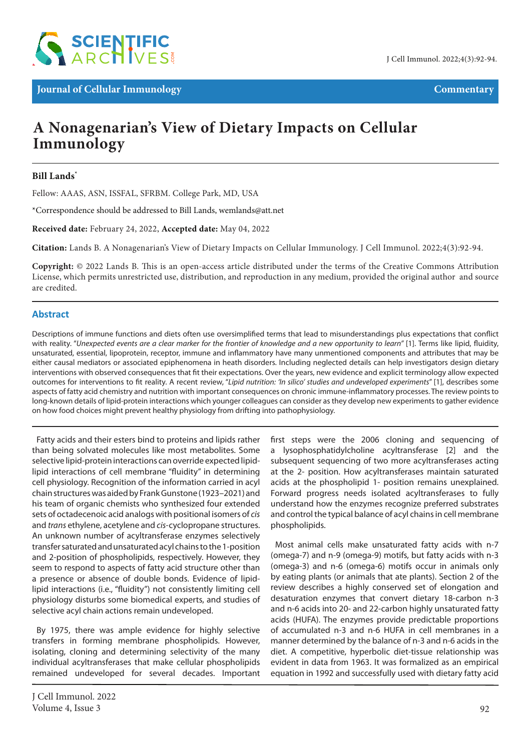Journal of Cellular Immunology

Commentary

# A Nonagenarian's View of Dietary Impacts on Cellular Immunology

**Bill Lands***

Fellow: AAAS, ASN, ISSFAL, SFRBM. College Park, MD, USA

*Correspondence should be addressed to Bill Lands, wemlands@att.net

**Received date:** February 24, 2022, **Accepted date:** May 04, 2022

**Citation:** Lands B. A Nonagenarian's View of Dietary Impacts on Cellular Immunology. J Cell Immunol. 2022;4(3):92-94.

**Copyright:** © 2022 Lands B. This is an open-access article distributed under the terms of the Creative Commons Attribution License, which permits unrestricted use, distribution, and reproduction in any medium, provided the original author and source are credited.

## Abstract

Descriptions of immune functions and diets often use oversimplified terms that lead to misunderstandings plus expectations that conflict with reality. "*Unexpected events are a clear marker for the frontier of knowledge and a new opportunity to learn*" [1]. Terms like lipid, fluidity, unsaturated, essential, lipoprotein, receptor, immune and inflammatory have many unmentioned components and attributes that may be either causal mediators or associated epiphenomena in heath disorders. Including neglected details can help investigators design dietary interventions with observed consequences that fit their expectations. Over the years, new evidence and explicit terminology allow expected outcomes for interventions to fit reality. A recent review, "*Lipid nutrition: 'In silico' studies and undeveloped experiments*" [1], describes some aspects of fatty acid chemistry and nutrition with important consequences on chronic immune-inflammatory processes. The review points to long-known details of lipid-protein interactions which younger colleagues can consider as they develop new experiments to gather evidence on how food choices might prevent healthy physiology from drifting into pathophysiology.

Fatty acids and their esters bind to proteins and lipids rather than being solvated molecules like most metabolites. Some selective lipid-protein interactions can override expected lipid-lipid interactions of cell membrane "fluidity" in determining cell physiology. Recognition of the information carried in acyl chain structures was aided by Frank Gunstone (1923–2021) and his team of organic chemists who synthesized four extended sets of octadecenoic acid analogs with positional isomers of *cis* and *trans* ethylene, acetylene and *cis*-cyclopropane structures. An unknown number of acyltransferase enzymes selectively transfer saturated and unsaturated acyl chains to the 1-position and 2-position of phospholipids, respectively. However, they seem to respond to aspects of fatty acid structure other than a presence or absence of double bonds. Evidence of lipid-lipid interactions (i.e., "fluidity") not consistently limiting cell physiology disturbs some biomedical experts, and studies of selective acyl chain actions remain undeveloped.

By 1975, there was ample evidence for highly selective transfers in forming membrane phospholipids. However, isolating, cloning and determining selectivity of the many individual acyltransferases that make cellular phospholipids remained undeveloped for several decades. Important first steps were the 2006 cloning and sequencing of a lysophosphatidylcholine acyltransferase [2] and the subsequent sequencing of two more acyltransferases acting at the 2- position. How acyltransferases maintain saturated acids at the phospholipid 1- position remains unexplained. Forward progress needs isolated acyltransferases to fully understand how the enzymes recognize preferred substrates and control the typical balance of acyl chains in cell membrane phospholipids.

Most animal cells make unsaturated fatty acids with n-7 (omega-7) and n-9 (omega-9) motifs, but fatty acids with n-3 (omega-3) and n-6 (omega-6) motifs occur in animals only by eating plants (or animals that ate plants). Section 2 of the review describes a highly conserved set of elongation and desaturation enzymes that convert dietary 18-carbon n-3 and n-6 acids into 20- and 22-carbon highly unsaturated fatty acids (HUFA). The enzymes provide predictable proportions of accumulated n-3 and n-6 HUFA in cell membranes in a manner determined by the balance of n-3 and n-6 acids in the diet. A competitive, hyperbolic diet-tissue relationship was evident in data from 1963. It was formalized as an empirical equation in 1992 and successfully used with dietary fatty acid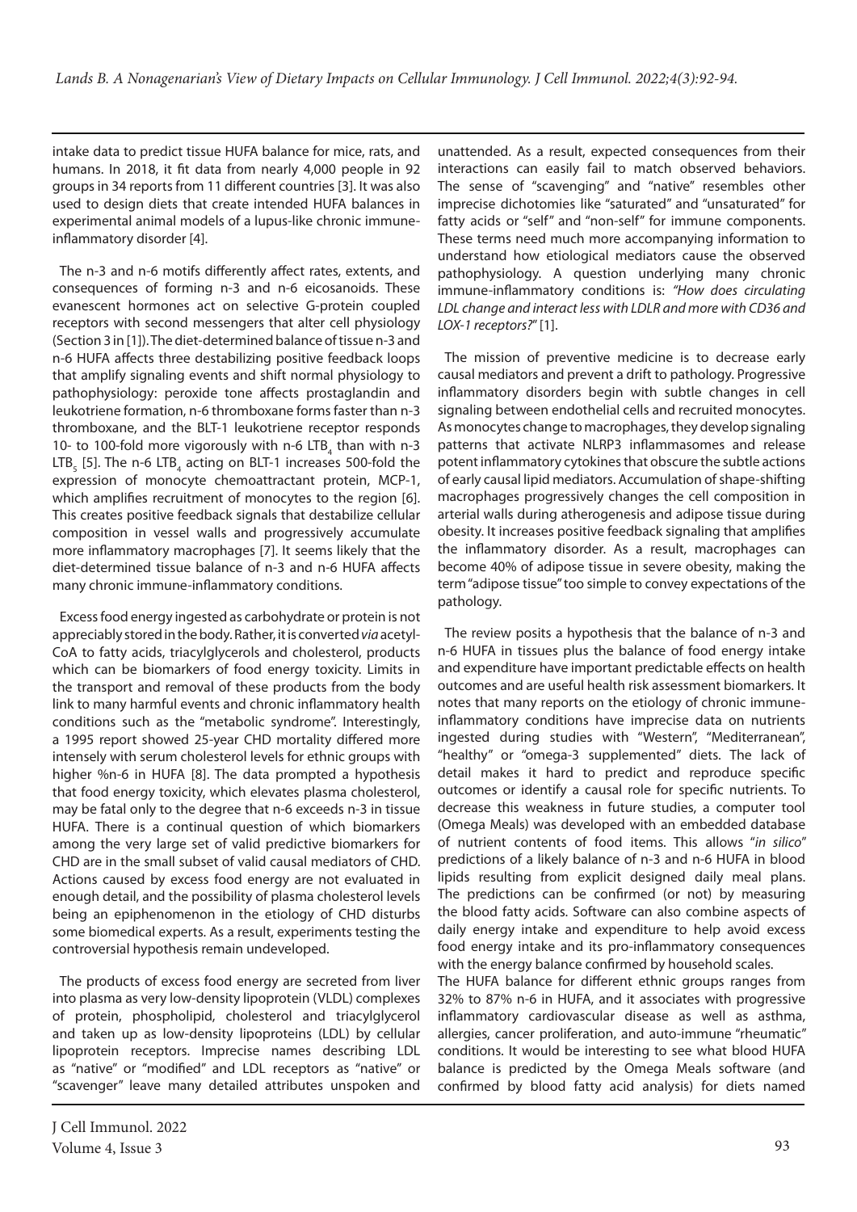intake data to predict tissue HUFA balance for mice, rats, and humans. In 2018, it fit data from nearly 4,000 people in 92 groups in 34 reports from 11 different countries [3]. It was also used to design diets that create intended HUFA balances in experimental animal models of a lupus-like chronic immune-inflammatory disorder [4].

The n-3 and n-6 motifs differently affect rates, extents, and consequences of forming n-3 and n-6 eicosanoids. These evanescent hormones act on selective G-protein coupled receptors with second messengers that alter cell physiology (Section 3 in [1]). The diet-determined balance of tissue n-3 and n-6 HUFA affects three destabilizing positive feedback loops that amplify signaling events and shift normal physiology to pathophysiology: peroxide tone affects prostaglandin and leukotriene formation, n-6 thromboxane forms faster than n-3 thromboxane, and the BLT-1 leukotriene receptor responds 10- to 100-fold more vigorously with n-6 $LTB_4$ than with n-3 $LTB_5$ [5]. The n-6 $LTB_4$ acting on BLT-1 increases 500-fold the expression of monocyte chemoattractant protein, MCP-1, which amplifies recruitment of monocytes to the region [6]. This creates positive feedback signals that destabilize cellular composition in vessel walls and progressively accumulate more inflammatory macrophages [7]. It seems likely that the diet-determined tissue balance of n-3 and n-6 HUFA affects many chronic immune-inflammatory conditions.

Excess food energy ingested as carbohydrate or protein is not appreciably stored in the body. Rather, it is converted *via* acetyl-CoA to fatty acids, triacylglycerols and cholesterol, products which can be biomarkers of food energy toxicity. Limits in the transport and removal of these products from the body link to many harmful events and chronic inflammatory health conditions such as the "metabolic syndrome". Interestingly, a 1995 report showed 25-year CHD mortality differed more intensely with serum cholesterol levels for ethnic groups with higher %n-6 in HUFA [8]. The data prompted a hypothesis that food energy toxicity, which elevates plasma cholesterol, may be fatal only to the degree that n-6 exceeds n-3 in tissue HUFA. There is a continual question of which biomarkers among the very large set of valid predictive biomarkers for CHD are in the small subset of valid causal mediators of CHD. Actions caused by excess food energy are not evaluated in enough detail, and the possibility of plasma cholesterol levels being an epiphenomenon in the etiology of CHD disturbs some biomedical experts. As a result, experiments testing the controversial hypothesis remain undeveloped.

The products of excess food energy are secreted from liver into plasma as very low-density lipoprotein (VLDL) complexes of protein, phospholipid, cholesterol and triacylglycerol and taken up as low-density lipoproteins (LDL) by cellular lipoprotein receptors. Imprecise names describing LDL as "native" or "modified" and LDL receptors as "native" or "scavenger" leave many detailed attributes unspoken and unattended. As a result, expected consequences from their interactions can easily fail to match observed behaviors. The sense of "scavenging" and "native" resembles other imprecise dichotomies like "saturated" and "unsaturated" for fatty acids or "self" and "non-self" for immune components. These terms need much more accompanying information to understand how etiological mediators cause the observed pathophysiology. A question underlying many chronic immune-inflammatory conditions is: *"How does circulating LDL change and interact less with LDLR and more with CD36 and LOX-1 receptors?"* [1].

The mission of preventive medicine is to decrease early causal mediators and prevent a drift to pathology. Progressive inflammatory disorders begin with subtle changes in cell signaling between endothelial cells and recruited monocytes. As monocytes change to macrophages, they develop signaling patterns that activate NLRP3 inflammasomes and release potent inflammatory cytokines that obscure the subtle actions of early causal lipid mediators. Accumulation of shape-shifting macrophages progressively changes the cell composition in arterial walls during atherogenesis and adipose tissue during obesity. It increases positive feedback signaling that amplifies the inflammatory disorder. As a result, macrophages can become 40% of adipose tissue in severe obesity, making the term "adipose tissue" too simple to convey expectations of the pathology.

The review posits a hypothesis that the balance of n-3 and n-6 HUFA in tissues plus the balance of food energy intake and expenditure have important predictable effects on health outcomes and are useful health risk assessment biomarkers. It notes that many reports on the etiology of chronic immune-inflammatory conditions have imprecise data on nutrients ingested during studies with "Western", "Mediterranean", "healthy" or "omega-3 supplemented" diets. The lack of detail makes it hard to predict and reproduce specific outcomes or identify a causal role for specific nutrients. To decrease this weakness in future studies, a computer tool (Omega Meals) was developed with an embedded database of nutrient contents of food items. This allows "*in silico*" predictions of a likely balance of n-3 and n-6 HUFA in blood lipids resulting from explicit designed daily meal plans. The predictions can be confirmed (or not) by measuring the blood fatty acids. Software can also combine aspects of daily energy intake and expenditure to help avoid excess food energy intake and its pro-inflammatory consequences with the energy balance confirmed by household scales.

The HUFA balance for different ethnic groups ranges from 32% to 87% n-6 in HUFA, and it associates with progressive inflammatory cardiovascular disease as well as asthma, allergies, cancer proliferation, and auto-immune "rheumatic" conditions. It would be interesting to see what blood HUFA balance is predicted by the Omega Meals software (and confirmed by blood fatty acid analysis) for diets named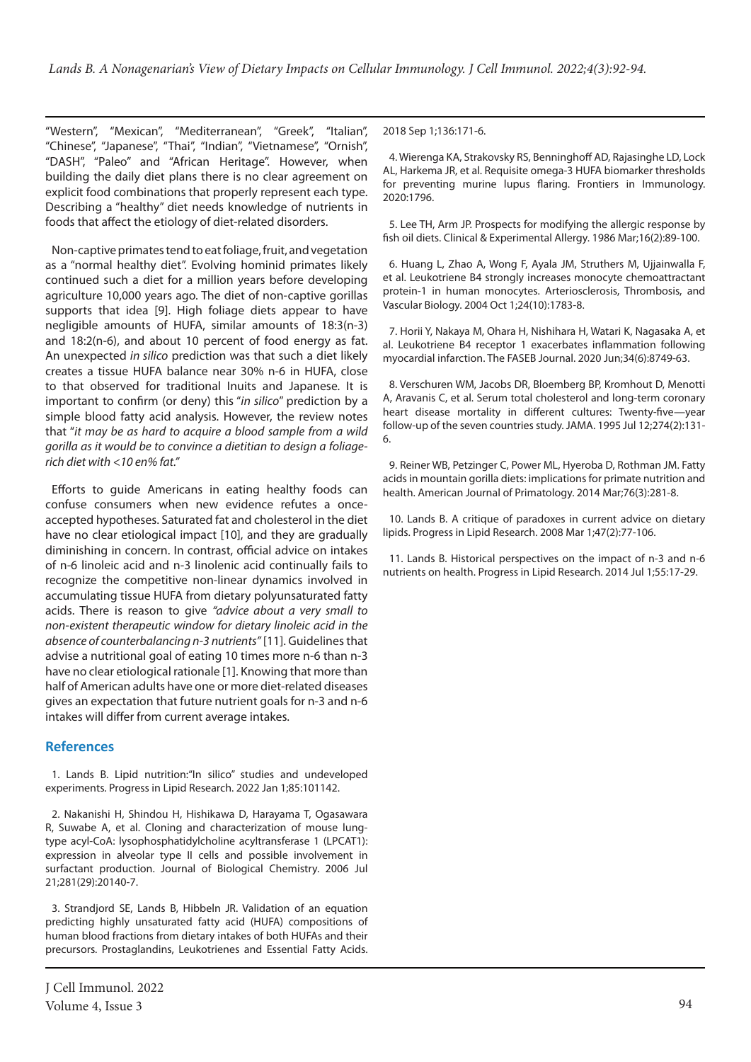"Western", "Mexican", "Mediterranean", "Greek", "Italian", "Chinese", "Japanese", "Thai", "Indian", "Vietnamese", "Ornish", "DASH", "Paleo" and "African Heritage". However, when building the daily diet plans there is no clear agreement on explicit food combinations that properly represent each type. Describing a "healthy" diet needs knowledge of nutrients in foods that affect the etiology of diet-related disorders.

Non-captive primates tend to eat foliage, fruit, and vegetation as a "normal healthy diet". Evolving hominid primates likely continued such a diet for a million years before developing agriculture 10,000 years ago. The diet of non-captive gorillas supports that idea [9]. High foliage diets appear to have negligible amounts of HUFA, similar amounts of 18:3(n-3) and 18:2(n-6), and about 10 percent of food energy as fat. An unexpected *in silico* prediction was that such a diet likely creates a tissue HUFA balance near 30% n-6 in HUFA, close to that observed for traditional Inuits and Japanese. It is important to confirm (or deny) this "*in silico*" prediction by a simple blood fatty acid analysis. However, the review notes that "*it may be as hard to acquire a blood sample from a wild gorilla as it would be to convince a dietitian to design a foliage-rich diet with <10 en% fat.*"

Efforts to guide Americans in eating healthy foods can confuse consumers when new evidence refutes a once-accepted hypotheses. Saturated fat and cholesterol in the diet have no clear etiological impact [10], and they are gradually diminishing in concern. In contrast, official advice on intakes of n-6 linoleic acid and n-3 linolenic acid continually fails to recognize the competitive non-linear dynamics involved in accumulating tissue HUFA from dietary polyunsaturated fatty acids. There is reason to give *"advice about a very small to non-existent therapeutic window for dietary linoleic acid in the absence of counterbalancing n-3 nutrients"* [11]. Guidelines that advise a nutritional goal of eating 10 times more n-6 than n-3 have no clear etiological rationale [1]. Knowing that more than half of American adults have one or more diet-related diseases gives an expectation that future nutrient goals for n-3 and n-6 intakes will differ from current average intakes.

## References

1. Lands B. Lipid nutrition:"In silico" studies and undeveloped experiments. Progress in Lipid Research. 2022 Jan 1;85:101142.

2. Nakanishi H, Shindou H, Hishikawa D, Harayama T, Ogasawara R, Suwabe A, et al. Cloning and characterization of mouse lung-type acyl-CoA: lysophosphatidylcholine acyltransferase 1 (LPCAT1): expression in alveolar type II cells and possible involvement in surfactant production. Journal of Biological Chemistry. 2006 Jul 21;281(29):20140-7.

3. Strandjord SE, Lands B, Hibbeln JR. Validation of an equation predicting highly unsaturated fatty acid (HUFA) compositions of human blood fractions from dietary intakes of both HUFAs and their precursors. Prostaglandins, Leukotrienes and Essential Fatty Acids. 2018 Sep 1;136:171-6.

4. Wierenga KA, Strakovsky RS, Benninghoff AD, Rajasinghe LD, Lock AL, Harkema JR, et al. Requisite omega-3 HUFA biomarker thresholds for preventing murine lupus flaring. Frontiers in Immunology. 2020:1796.

5. Lee TH, Arm JP. Prospects for modifying the allergic response by fish oil diets. Clinical & Experimental Allergy. 1986 Mar;16(2):89-100.

6. Huang L, Zhao A, Wong F, Ayala JM, Struthers M, Ujjainwalla F, et al. Leukotriene B4 strongly increases monocyte chemoattractant protein-1 in human monocytes. Arteriosclerosis, Thrombosis, and Vascular Biology. 2004 Oct 1;24(10):1783-8.

7. Horii Y, Nakaya M, Ohara H, Nishihara H, Watari K, Nagasaka A, et al. Leukotriene B4 receptor 1 exacerbates inflammation following myocardial infarction. The FASEB Journal. 2020 Jun;34(6):8749-63.

8. Verschuren WM, Jacobs DR, Bloemberg BP, Kromhout D, Menotti A, Aravanis C, et al. Serum total cholesterol and long-term coronary heart disease mortality in different cultures: Twenty-five—year follow-up of the seven countries study. JAMA. 1995 Jul 12;274(2):131-6.

9. Reiner WB, Petzinger C, Power ML, Hyeroba D, Rothman JM. Fatty acids in mountain gorilla diets: implications for primate nutrition and health. American Journal of Primatology. 2014 Mar;76(3):281-8.

10. Lands B. A critique of paradoxes in current advice on dietary lipids. Progress in Lipid Research. 2008 Mar 1;47(2):77-106.

11. Lands B. Historical perspectives on the impact of n-3 and n-6 nutrients on health. Progress in Lipid Research. 2014 Jul 1;55:17-29.